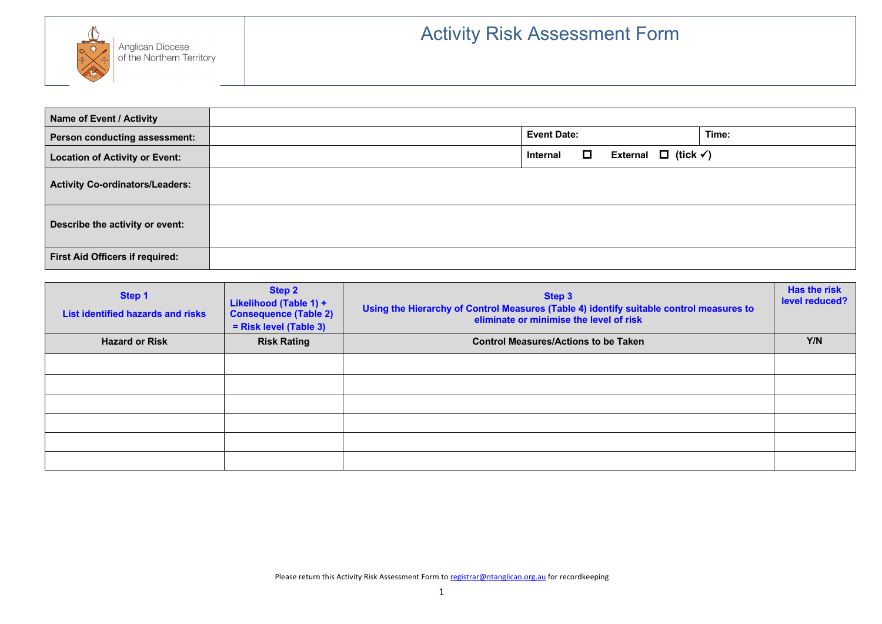Anglican Diocese of the Northern Territory

# Activity Risk Assessment Form

| | | | |
|---|---|---|---|
| **Name of Event / Activity** | | | |
| **Person conducting assessment:** | | **Event Date:** | **Time:** |
| **Location of Activity or Event:** | | **Internal** ☐ **External** ☐ **(tick ✓)** | |
| **Activity Co-ordinators/Leaders:** | | | |
| **Describe the activity or event:** | | | |
| **First Aid Officers if required:** | | | |

| **Step 1** List identified hazards and risks | **Step 2** Likelihood (Table 1) + Consequence (Table 2) = Risk level (Table 3) | **Step 3** Using the Hierarchy of Control Measures (Table 4) identify suitable control measures to eliminate or minimise the level of risk | **Has the risk level reduced?** |
|---|---|---|---|
| **Hazard or Risk** | **Risk Rating** | **Control Measures/Actions to be Taken** | **Y/N** |
| | | | |
| | | | |
| | | | |
| | | | |
| | | | |
| | | | |

Please return this Activity Risk Assessment Form to registrar@ntanglican.org.au for recordkeeping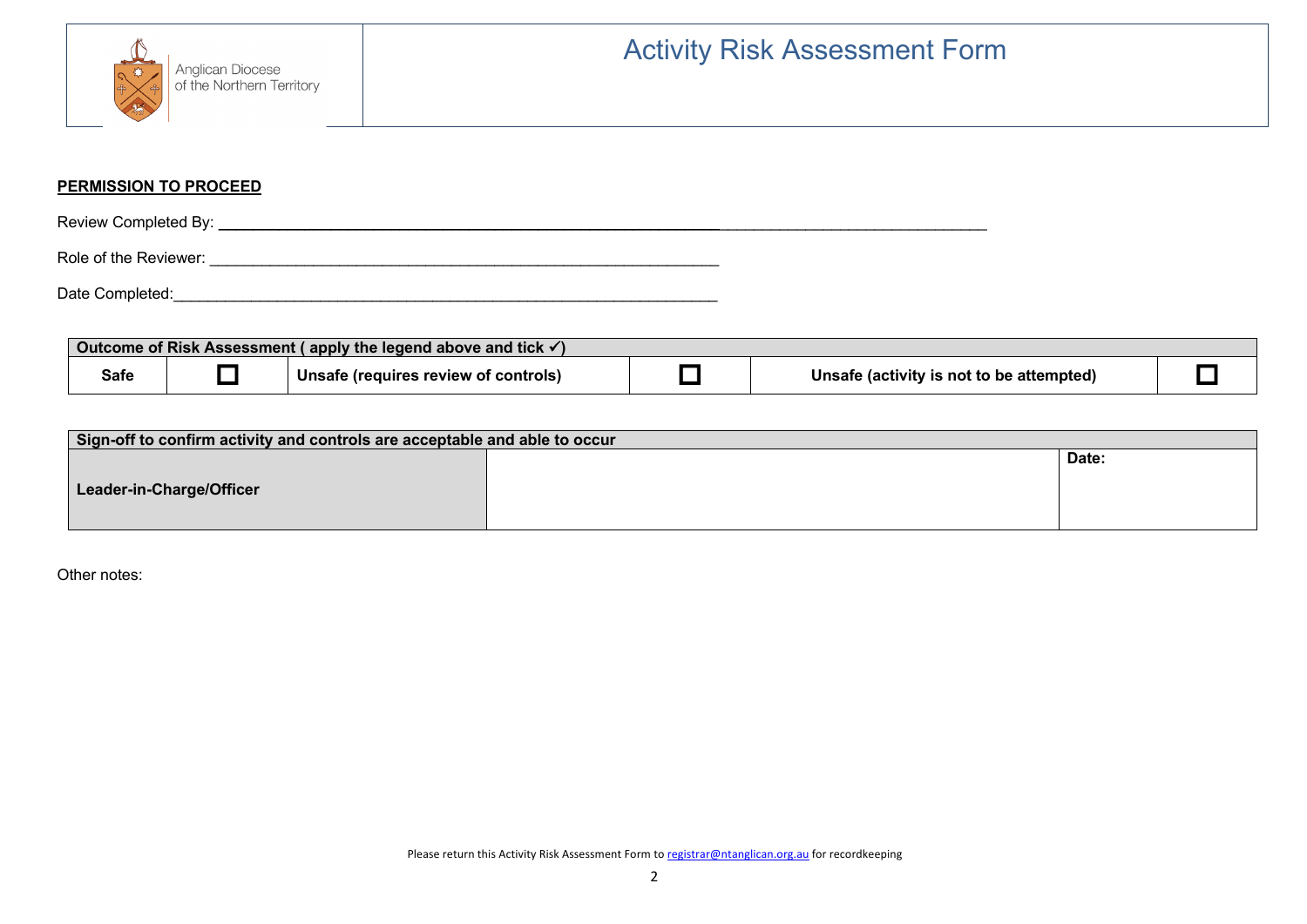Anglican Diocese of the Northern Territory

# Activity Risk Assessment Form

**PERMISSION TO PROCEED**

Review Completed By: ______________________________________________

Role of the Reviewer: ______________________________________________

Date Completed: ______________________________________________

| Outcome of Risk Assessment ( apply the legend above and tick ✓) | | | | | |
|---|---|---|---|---|---|
| **Safe** | ☐ | **Unsafe (requires review of controls)** | ☐ | **Unsafe (activity is not to be attempted)** | ☐ |

| Sign-off to confirm activity and controls are acceptable and able to occur | | |
|---|---|---|
| **Leader-in-Charge/Officer** | | **Date:** |

Other notes:

Please return this Activity Risk Assessment Form to registrar@ntanglican.org.au for recordkeeping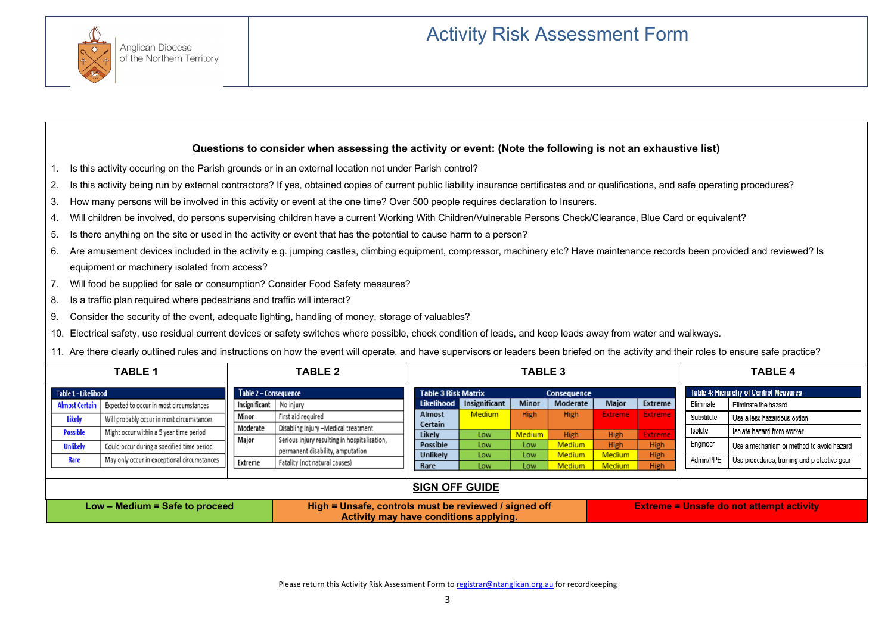Anglican Diocese of the Northern Territory

# Activity Risk Assessment Form

**Questions to consider when assessing the activity or event: (Note the following is not an exhaustive list)**

1. Is this activity occuring on the Parish grounds or in an external location not under Parish control?
2. Is this activity being run by external contractors? If yes, obtained copies of current public liability insurance certificates and or qualifications, and safe operating procedures?
3. How many persons will be involved in this activity or event at the one time? Over 500 people requires declaration to Insurers.
4. Will children be involved, do persons supervising children have a current Working With Children/Vulnerable Persons Check/Clearance, Blue Card or equivalent?
5. Is there anything on the site or used in the activity or event that has the potential to cause harm to a person?
6. Are amusement devices included in the activity e.g. jumping castles, climbing equipment, compressor, machinery etc? Have maintenance records been provided and reviewed? Is equipment or machinery isolated from access?
7. Will food be supplied for sale or consumption? Consider Food Safety measures?
8. Is a traffic plan required where pedestrians and traffic will interact?
9. Consider the security of the event, adequate lighting, handling of money, storage of valuables?
10. Electrical safety, use residual current devices or safety switches where possible, check condition of leads, and keep leads away from water and walkways.
11. Are there clearly outlined rules and instructions on how the event will operate, and have supervisors or leaders been briefed on the activity and their roles to ensure safe practice?

### TABLE 1

| Table 1 - Likelihood | |
|---|---|
| Almost Certain | Expected to occur in most circumstances |
| Likely | Will probably occur in most circumstances |
| Possible | Might occur within a 5 year time period |
| Unlikely | Could occur during a specified time period |
| Rare | May only occur in exceptional circumstances |

### TABLE 2

| Table 2 – Consequence | |
|---|---|
| Insignificant | No injury |
| Minor | First aid required |
| Moderate | Disabling Injury –Medical treatment |
| Major | Serious injury resulting in hospitalisation, permanent disability, amputation |
| Extreme | Fatality (not natural causes) |

### TABLE 3

| Table 3 Risk Matrix | Consequence | | | | |
|---|---|---|---|---|---|
| Likelihood | Insignificant | Minor | Moderate | Major | Extreme |
| Almost Certain | Medium | High | High | Extreme | Extreme |
| Likely | Low | Medium | High | High | Extreme |
| Possible | Low | Low | Medium | High | High |
| Unlikely | Low | Low | Medium | Medium | High |
| Rare | Low | Low | Medium | Medium | High |

### TABLE 4

| Table 4: Hierarchy of Control Measures | |
|---|---|
| Eliminate | Eliminate the hazard |
| Substitute | Use a less hazardous option |
| Isolate | Isolate hazard from worker |
| Engineer | Use a mechanism or method to avoid hazard |
| Admin/PPE | Use procedures, training and protective gear |

**SIGN OFF GUIDE**

| | | |
|---|---|---|
| **Low – Medium = Safe to proceed** | **High = Unsafe, controls must be reviewed / signed off Activity may have conditions applying.** | **Extreme = Unsafe do not attempt activity** |

Please return this Activity Risk Assessment Form to registrar@ntanglican.org.au for recordkeeping